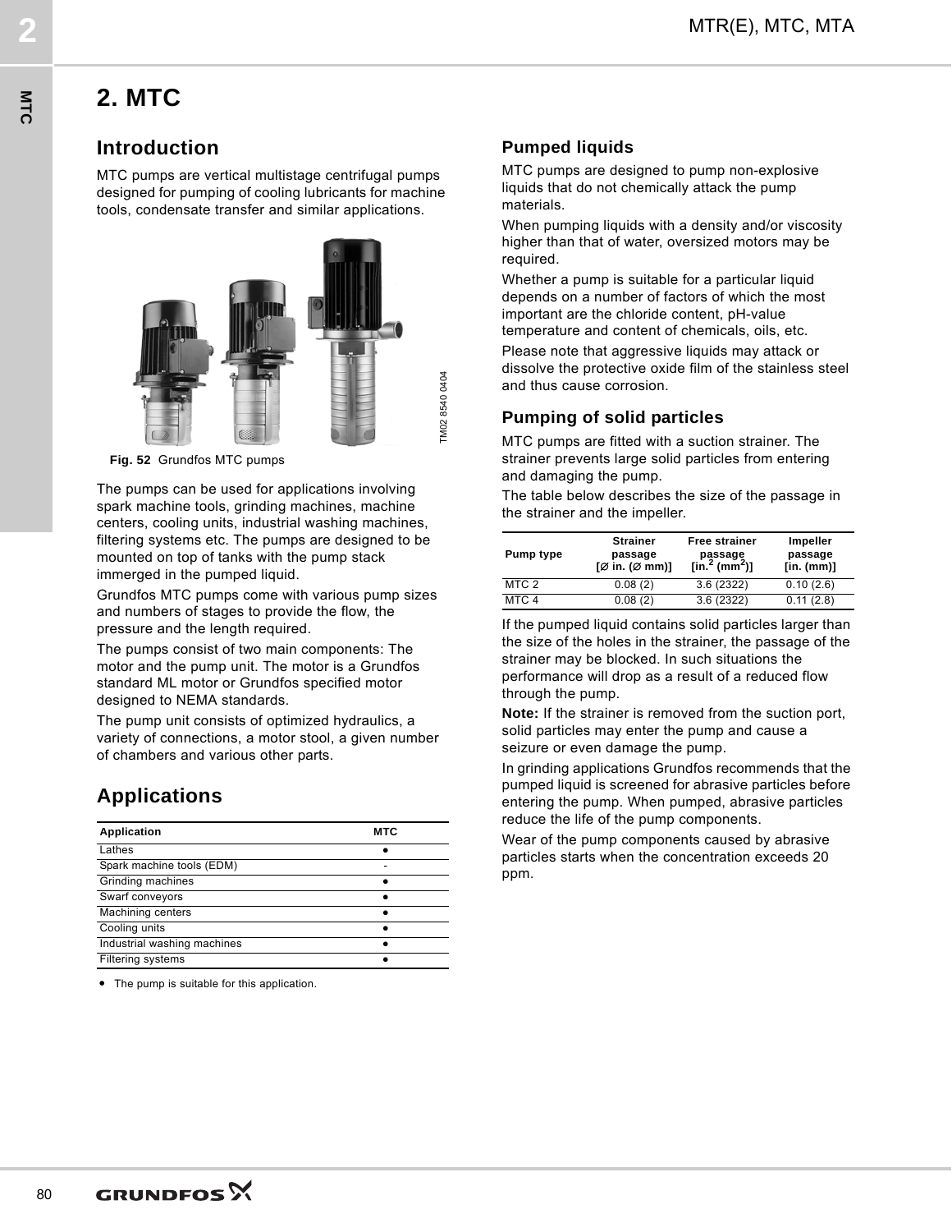# 2. MTC

## Introduction

MTC pumps are vertical multistage centrifugal pumps designed for pumping of cooling lubricants for machine tools, condensate transfer and similar applications.

**Fig. 52** Grundfos MTC pumps

The pumps can be used for applications involving spark machine tools, grinding machines, machine centers, cooling units, industrial washing machines, filtering systems etc. The pumps are designed to be mounted on top of tanks with the pump stack immerged in the pumped liquid.

Grundfos MTC pumps come with various pump sizes and numbers of stages to provide the flow, the pressure and the length required.

The pumps consist of two main components: The motor and the pump unit. The motor is a Grundfos standard ML motor or Grundfos specified motor designed to NEMA standards.

The pump unit consists of optimized hydraulics, a variety of connections, a motor stool, a given number of chambers and various other parts.

## Applications

| Application | MTC |
| --- | --- |
| Lathes | ● |
| Spark machine tools (EDM) | - |
| Grinding machines | ● |
| Swarf conveyors | ● |
| Machining centers | ● |
| Cooling units | ● |
| Industrial washing machines | ● |
| Filtering systems | ● |

● The pump is suitable for this application.

### Pumped liquids

MTC pumps are designed to pump non-explosive liquids that do not chemically attack the pump materials.

When pumping liquids with a density and/or viscosity higher than that of water, oversized motors may be required.

Whether a pump is suitable for a particular liquid depends on a number of factors of which the most important are the chloride content, pH-value temperature and content of chemicals, oils, etc.

Please note that aggressive liquids may attack or dissolve the protective oxide film of the stainless steel and thus cause corrosion.

### Pumping of solid particles

MTC pumps are fitted with a suction strainer. The strainer prevents large solid particles from entering and damaging the pump.

The table below describes the size of the passage in the strainer and the impeller.

| Pump type | Strainer passage [Ø in. (Ø mm)] | Free strainer passage [in.$^2$ (mm$^2$)] | Impeller passage [in. (mm)] |
| --- | --- | --- | --- |
| MTC 2 | 0.08 (2) | 3.6 (2322) | 0.10 (2.6) |
| MTC 4 | 0.08 (2) | 3.6 (2322) | 0.11 (2.8) |

If the pumped liquid contains solid particles larger than the size of the holes in the strainer, the passage of the strainer may be blocked. In such situations the performance will drop as a result of a reduced flow through the pump.

**Note:** If the strainer is removed from the suction port, solid particles may enter the pump and cause a seizure or even damage the pump.

In grinding applications Grundfos recommends that the pumped liquid is screened for abrasive particles before entering the pump. When pumped, abrasive particles reduce the life of the pump components.

Wear of the pump components caused by abrasive particles starts when the concentration exceeds 20 ppm.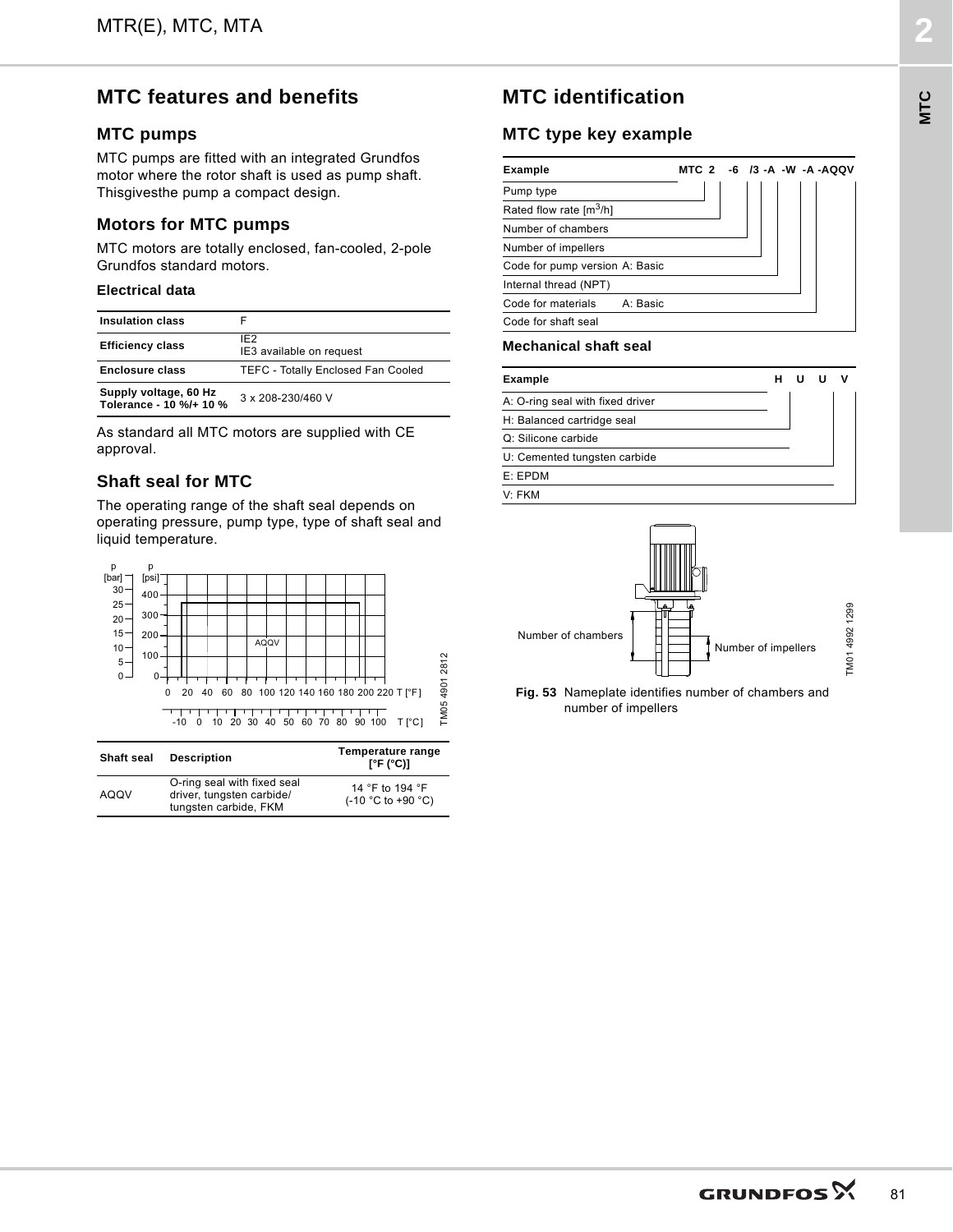## MTC features and benefits

### MTC pumps

MTC pumps are fitted with an integrated Grundfos motor where the rotor shaft is used as pump shaft. Thisgivesthe pump a compact design.

### Motors for MTC pumps

MTC motors are totally enclosed, fan-cooled, 2-pole Grundfos standard motors.

#### Electrical data

| | |
|---|---|
| **Insulation class** | F |
| **Efficiency class** | IE2<br>IE3 available on request |
| **Enclosure class** | TEFC - Totally Enclosed Fan Cooled |
| **Supply voltage, 60 Hz Tolerance - 10 %/+ 10 %** | 3 x 208-230/460 V |

As standard all MTC motors are supplied with CE approval.

### Shaft seal for MTC

The operating range of the shaft seal depends on operating pressure, pump type, type of shaft seal and liquid temperature.

TM05 4901 2812

| Shaft seal | Description | Temperature range [°F (°C)] |
|---|---|---|
| AQQV | O-ring seal with fixed seal driver, tungsten carbide/ tungsten carbide, FKM | 14 °F to 194 °F (-10 °C to +90 °C) |

## MTC identification

### MTC type key example

| Example | MTC 2 -6 /3 -A -W -A -AQQV |
|---|---|
| Pump type | MTC |
| Rated flow rate [m$^3$/h] | 2 |
| Number of chambers | 6 |
| Number of impellers | 3 |
| Code for pump version A: Basic | A |
| Internal thread (NPT) | W |
| Code for materials A: Basic | A |
| Code for shaft seal | AQQV |

#### Mechanical shaft seal

| Example | H U U V |
|---|---|
| A: O-ring seal with fixed driver<br>H: Balanced cartridge seal | H |
| Q: Silicone carbide<br>U: Cemented tungsten carbide | U |
| Q: Silicone carbide<br>U: Cemented tungsten carbide | U |
| E: EPDM<br>V: FKM | V |

Number of chambers

Number of impellers

TM01 4992 1299

**Fig. 53** Nameplate identifies number of chambers and number of impellers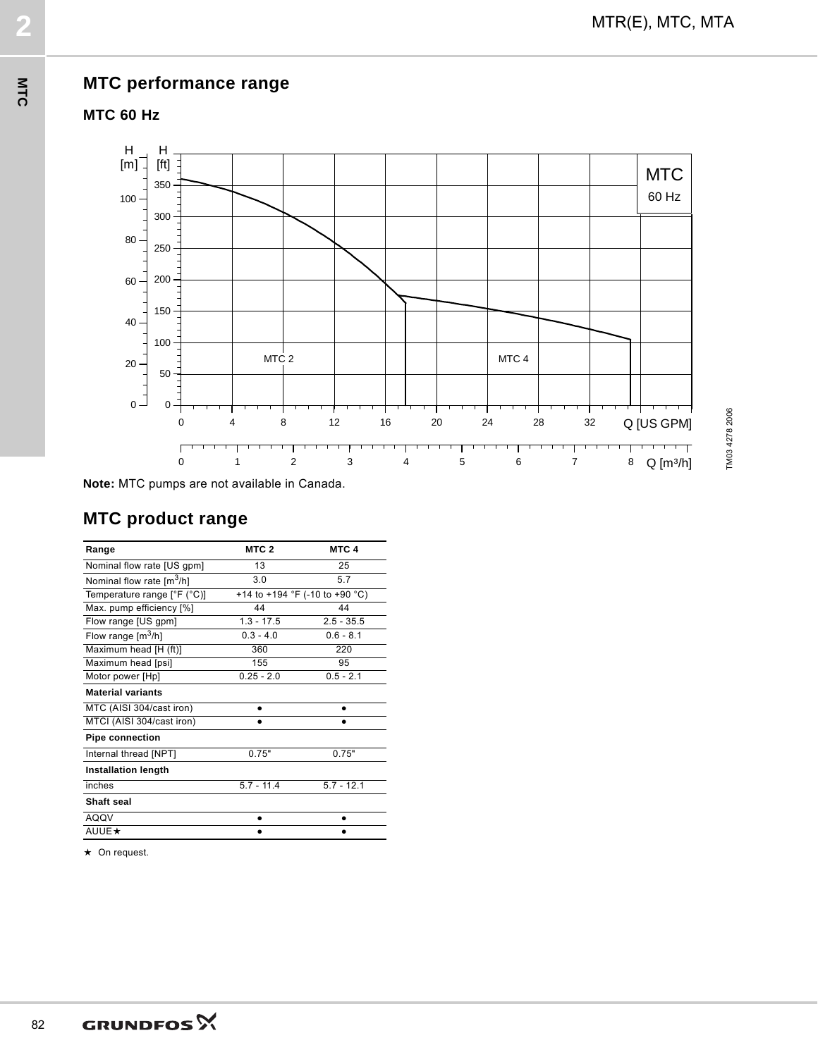## MTC performance range

### MTC 60 Hz

**Note:** MTC pumps are not available in Canada.

## MTC product range

| Range | MTC 2 | MTC 4 |
| --- | --- | --- |
| Nominal flow rate [US gpm] | 13 | 25 |
| Nominal flow rate [$m^3$/h] | 3.0 | 5.7 |
| Temperature range [°F (°C)] | +14 to +194 °F (-10 to +90 °C) | |
| Max. pump efficiency [%] | 44 | 44 |
| Flow range [US gpm] | 1.3 - 17.5 | 2.5 - 35.5 |
| Flow range [$m^3$/h] | 0.3 - 4.0 | 0.6 - 8.1 |
| Maximum head [H (ft)] | 360 | 220 |
| Maximum head [psi] | 155 | 95 |
| Motor power [Hp] | 0.25 - 2.0 | 0.5 - 2.1 |
| **Material variants** | | |
| MTC (AISI 304/cast iron) | • | • |
| MTCI (AISI 304/cast iron) | • | • |
| **Pipe connection** | | |
| Internal thread [NPT] | 0.75" | 0.75" |
| **Installation length** | | |
| inches | 5.7 - 11.4 | 5.7 - 12.1 |
| **Shaft seal** | | |
| AQQV | • | • |
| AUUE★ | • | • |

★ On request.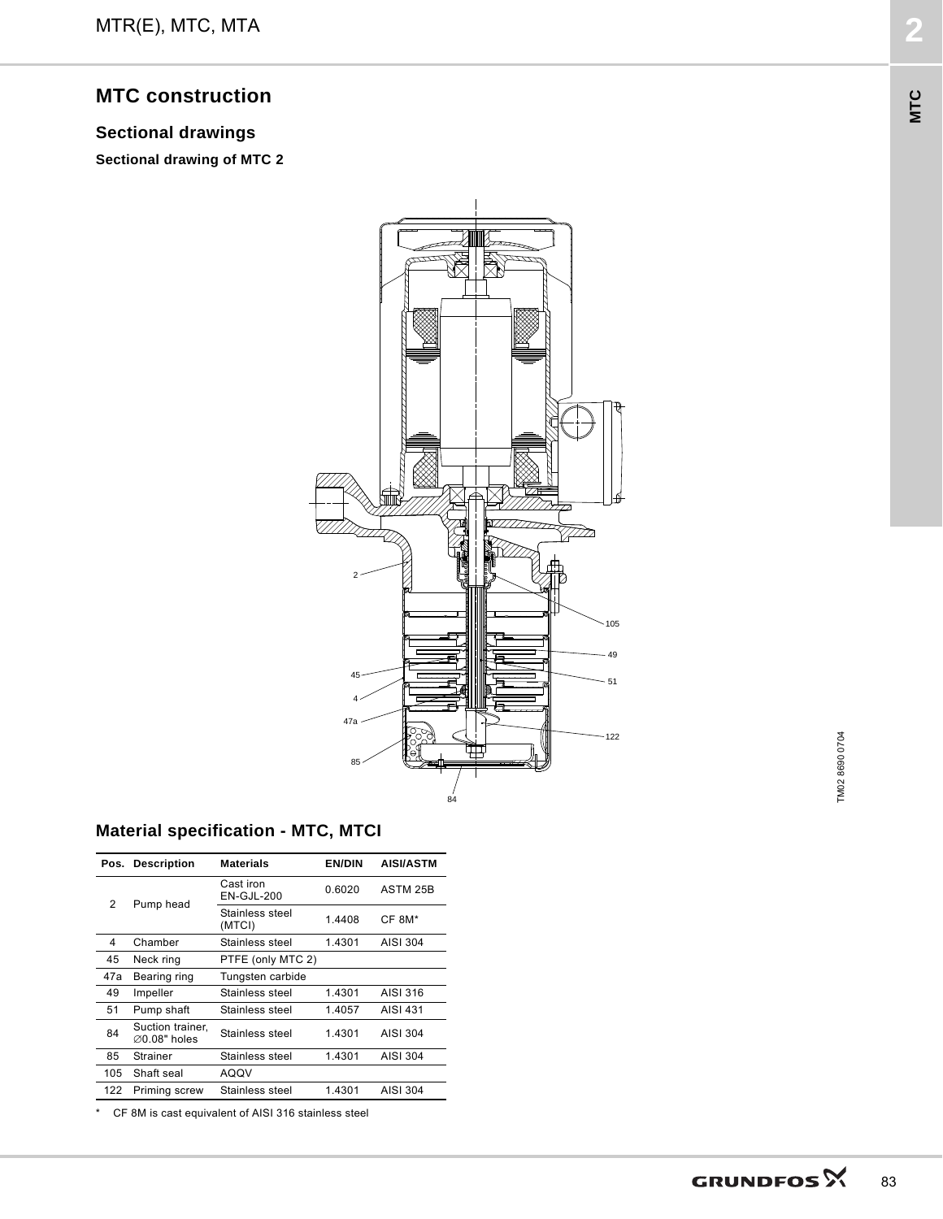# MTC construction

## Sectional drawings

### Sectional drawing of MTC 2

2
105
49
45
51
4
47a
122
85
84

TM02 8690 0704

## Material specification - MTC, MTCI

| Pos. | Description | Materials | EN/DIN | AISI/ASTM |
|---|---|---|---|---|
| 2 | Pump head | Cast iron EN-GJL-200 | 0.6020 | ASTM 25B |
| | | Stainless steel (MTCI) | 1.4408 | CF 8M* |
| 4 | Chamber | Stainless steel | 1.4301 | AISI 304 |
| 45 | Neck ring | PTFE (only MTC 2) | | |
| 47a | Bearing ring | Tungsten carbide | | |
| 49 | Impeller | Stainless steel | 1.4301 | AISI 316 |
| 51 | Pump shaft | Stainless steel | 1.4057 | AISI 431 |
| 84 | Suction trainer, ∅0.08" holes | Stainless steel | 1.4301 | AISI 304 |
| 85 | Strainer | Stainless steel | 1.4301 | AISI 304 |
| 105 | Shaft seal | AQQV | | |
| 122 | Priming screw | Stainless steel | 1.4301 | AISI 304 |

* CF 8M is cast equivalent of AISI 316 stainless steel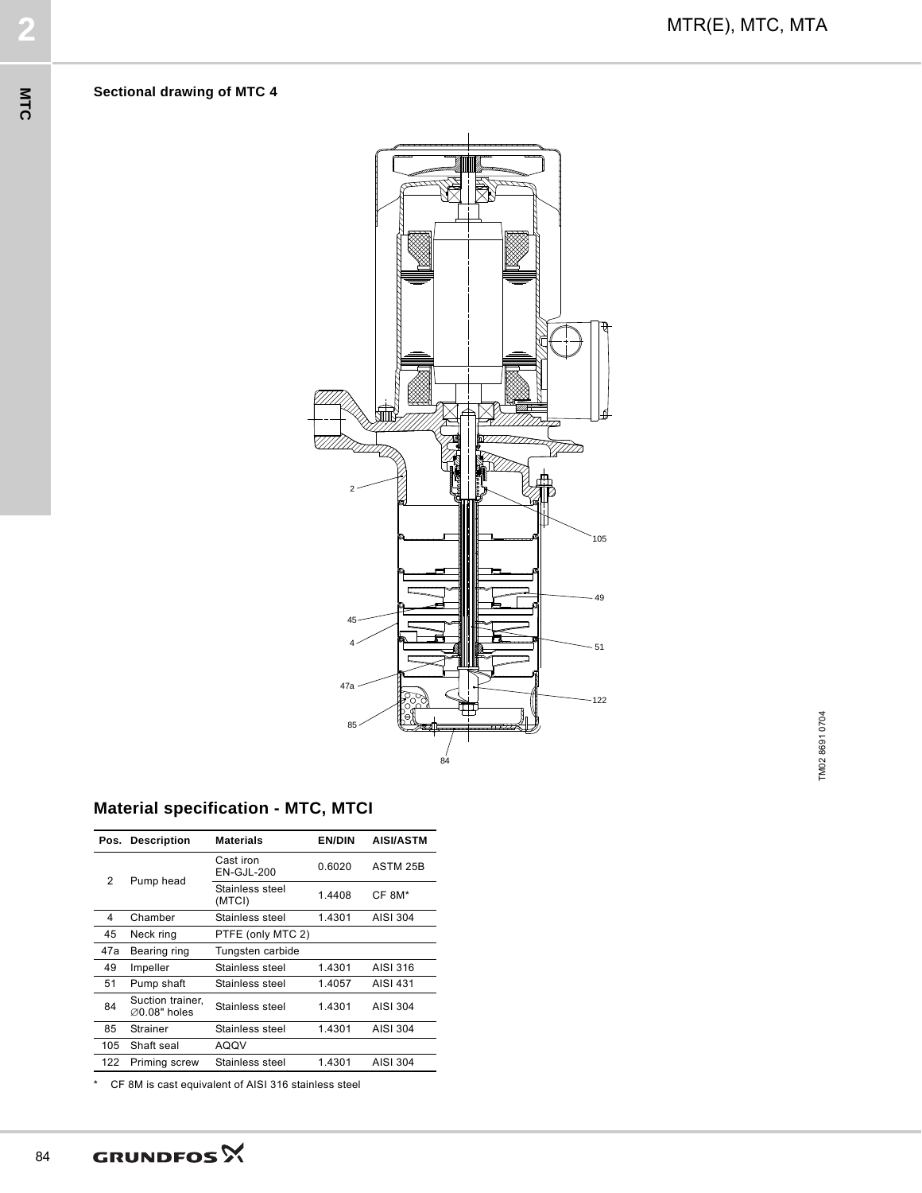### Sectional drawing of MTC 4

2

105

49

45

4

51

47a

122

85

84

TM02 8691 0704

## Material specification - MTC, MTCI

| Pos. | Description | Materials | EN/DIN | AISI/ASTM |
|---|---|---|---|---|
| 2 | Pump head | Cast iron EN-GJL-200 | 0.6020 | ASTM 25B |
| | | Stainless steel (MTCI) | 1.4408 | CF 8M* |
| 4 | Chamber | Stainless steel | 1.4301 | AISI 304 |
| 45 | Neck ring | PTFE (only MTC 2) | | |
| 47a | Bearing ring | Tungsten carbide | | |
| 49 | Impeller | Stainless steel | 1.4301 | AISI 316 |
| 51 | Pump shaft | Stainless steel | 1.4057 | AISI 431 |
| 84 | Suction trainer, ∅0.08" holes | Stainless steel | 1.4301 | AISI 304 |
| 85 | Strainer | Stainless steel | 1.4301 | AISI 304 |
| 105 | Shaft seal | AQQV | | |
| 122 | Priming screw | Stainless steel | 1.4301 | AISI 304 |

\* CF 8M is cast equivalent of AISI 316 stainless steel